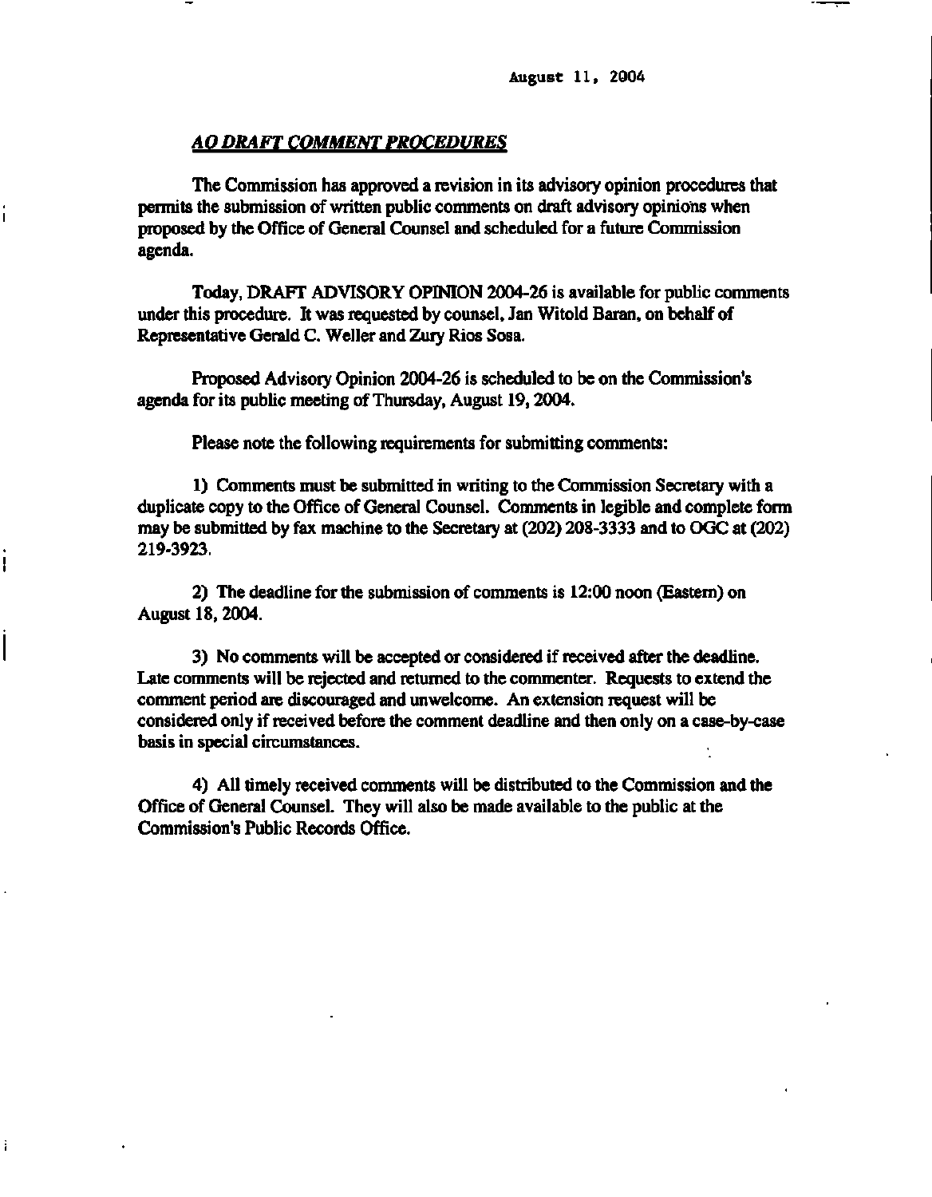August 11, 2004

***AO DRAFT COMMENT PROCEDURES***

The Commission has approved a revision in its advisory opinion procedures that permits the submission of written public comments on draft advisory opinions when proposed by the Office of General Counsel and scheduled for a future Commission agenda.

Today, DRAFT ADVISORY OPINION 2004-26 is available for public comments under this procedure. It was requested by counsel, Jan Witold Baran, on behalf of Representative Gerald C. Weller and Zury Rios Sosa.

Proposed Advisory Opinion 2004-26 is scheduled to be on the Commission's agenda for its public meeting of Thursday, August 19, 2004.

Please note the following requirements for submitting comments:

1) Comments must be submitted in writing to the Commission Secretary with a duplicate copy to the Office of General Counsel. Comments in legible and complete form may be submitted by fax machine to the Secretary at (202) 208-3333 and to OGC at (202) 219-3923.

2) The deadline for the submission of comments is 12:00 noon (Eastern) on August 18, 2004.

3) No comments will be accepted or considered if received after the deadline. Late comments will be rejected and returned to the commenter. Requests to extend the comment period are discouraged and unwelcome. An extension request will be considered only if received before the comment deadline and then only on a case-by-case basis in special circumstances.

4) All timely received comments will be distributed to the Commission and the Office of General Counsel. They will also be made available to the public at the Commission's Public Records Office.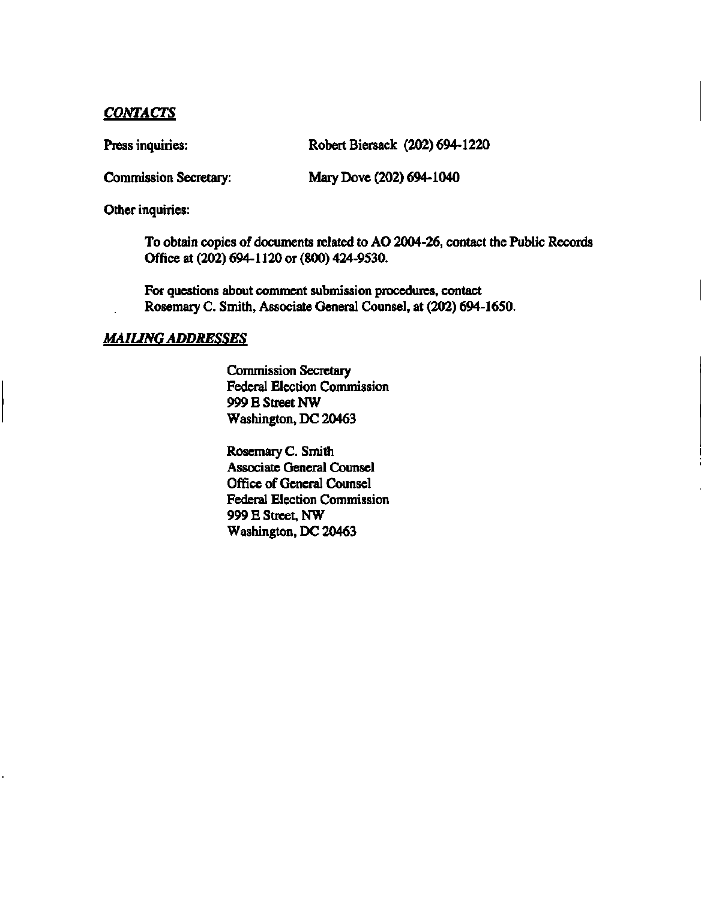***CONTACTS***

Press inquiries: Robert Biersack (202) 694-1220

Commission Secretary: Mary Dove (202) 694-1040

Other inquiries:

To obtain copies of documents related to AO 2004-26, contact the Public Records Office at (202) 694-1120 or (800) 424-9530.

For questions about comment submission procedures, contact Rosemary C. Smith, Associate General Counsel, at (202) 694-1650.

***MAILING ADDRESSES***

Commission Secretary
Federal Election Commission
999 E Street NW
Washington, DC 20463

Rosemary C. Smith
Associate General Counsel
Office of General Counsel
Federal Election Commission
999 E Street, NW
Washington, DC 20463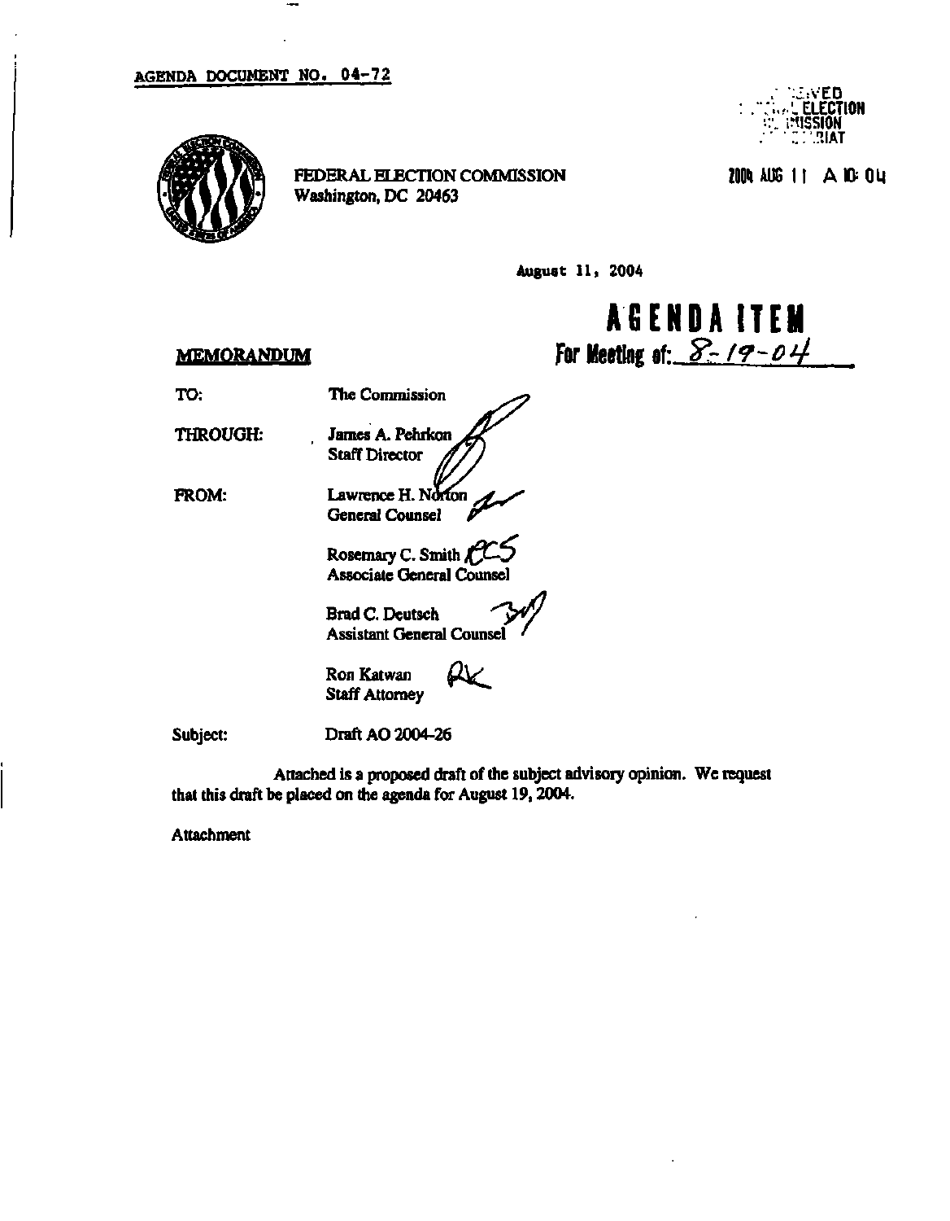AGENDA DOCUMENT NO. 04-72

RECEIVED
FEDERAL ELECTION
COMMISSION
SECRETARIAT

2004 AUG 11 A 10: 04

FEDERAL ELECTION COMMISSION
Washington, DC 20463

August 11, 2004

# AGENDA ITEM
**For Meeting of:** 8-19-04

**MEMORANDUM**

TO: The Commission

THROUGH: James A. Pehrkon
Staff Director

FROM: Lawrence H. Norton
General Counsel

Rosemary C. Smith
Associate General Counsel

Brad C. Deutsch
Assistant General Counsel

Ron Katwan
Staff Attorney

Subject: Draft AO 2004-26

Attached is a proposed draft of the subject advisory opinion. We request that this draft be placed on the agenda for August 19, 2004.

Attachment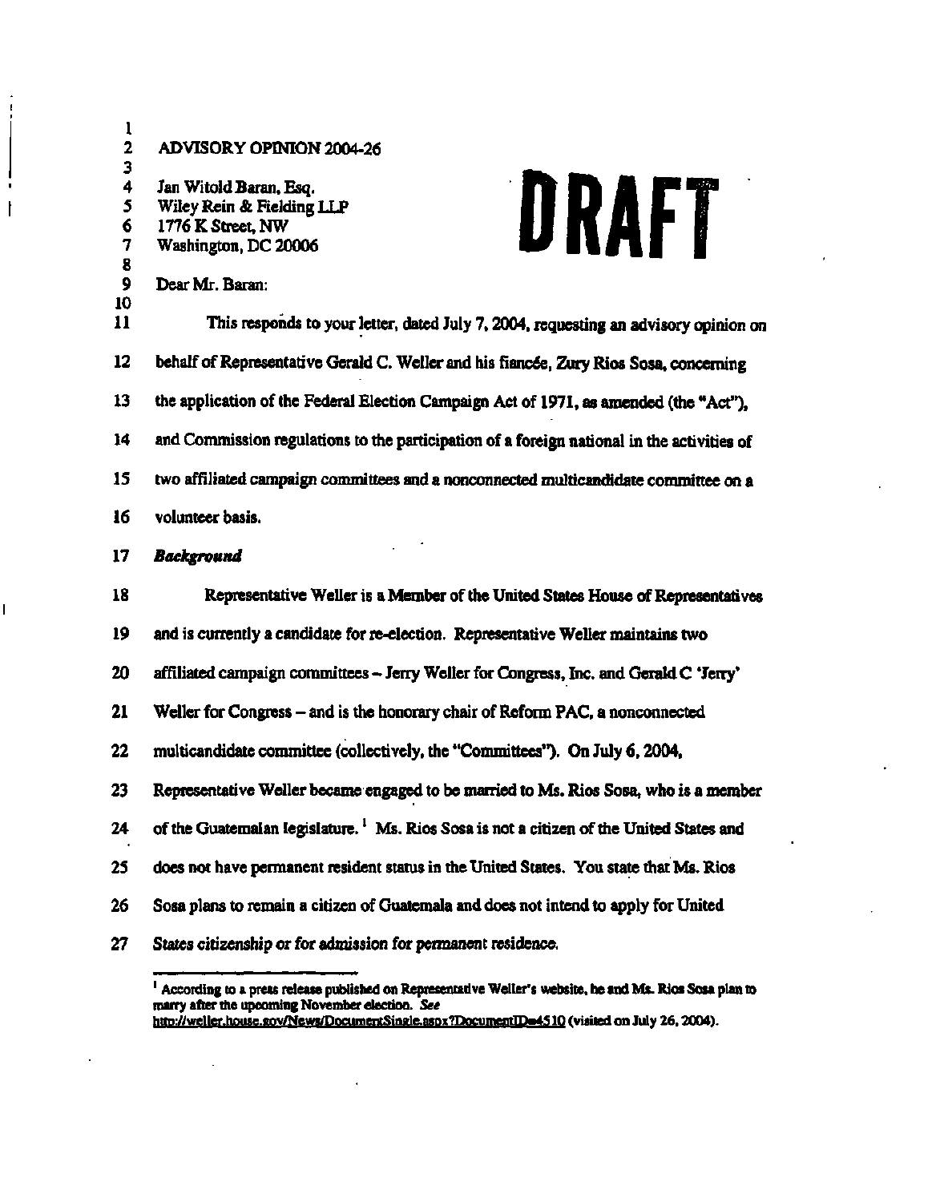ADVISORY OPINION 2004-26

Jan Witold Baran, Esq.
Wiley Rein & Fielding LLP
1776 K Street, NW
Washington, DC 20006

DRAFT

Dear Mr. Baran:

This responds to your letter, dated July 7, 2004, requesting an advisory opinion on behalf of Representative Gerald C. Weller and his fiancée, Zury Rios Sosa, concerning the application of the Federal Election Campaign Act of 1971, as amended (the "Act"), and Commission regulations to the participation of a foreign national in the activities of two affiliated campaign committees and a nonconnected multicandidate committee on a volunteer basis.

***Background***

Representative Weller is a Member of the United States House of Representatives and is currently a candidate for re-election. Representative Weller maintains two affiliated campaign committees – Jerry Weller for Congress, Inc. and Gerald C 'Jerry' Weller for Congress – and is the honorary chair of Reform PAC, a nonconnected multicandidate committee (collectively, the "Committees"). On July 6, 2004, Representative Weller became engaged to be married to Ms. Rios Sosa, who is a member of the Guatemalan legislature.[1] Ms. Rios Sosa is not a citizen of the United States and does not have permanent resident status in the United States. You state that Ms. Rios Sosa plans to remain a citizen of Guatemala and does not intend to apply for United States citizenship or for admission for permanent residence.

[1] According to a press release published on Representative Weller's website, he and Ms. Rios Sosa plan to marry after the upcoming November election. *See* http://weller.house.gov/News/DocumentSingle.aspx?DocumentID=4510 (visited on July 26, 2004).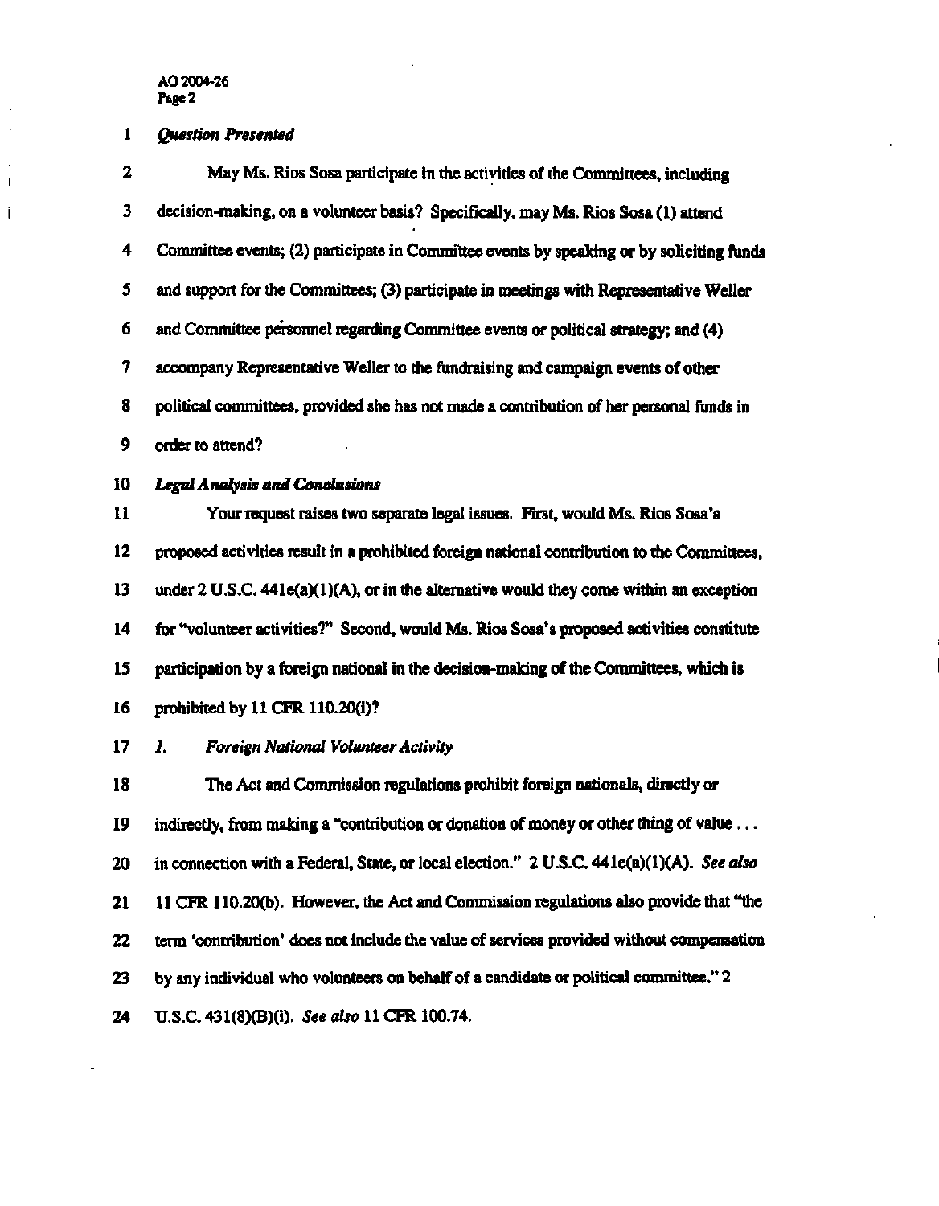*Question Presented*

May Ms. Rios Sosa participate in the activities of the Committees, including decision-making, on a volunteer basis? Specifically, may Ms. Rios Sosa (1) attend Committee events; (2) participate in Committee events by speaking or by soliciting funds and support for the Committees; (3) participate in meetings with Representative Weller and Committee personnel regarding Committee events or political strategy; and (4) accompany Representative Weller to the fundraising and campaign events of other political committees, provided she has not made a contribution of her personal funds in order to attend?

***Legal Analysis and Conclusions***

Your request raises two separate legal issues. First, would Ms. Rios Sosa's proposed activities result in a prohibited foreign national contribution to the Committees, under 2 U.S.C. 441e(a)(1)(A), or in the alternative would they come within an exception for "volunteer activities?" Second, would Ms. Rios Sosa's proposed activities constitute participation by a foreign national in the decision-making of the Committees, which is prohibited by 11 CFR 110.20(i)?

*1. Foreign National Volunteer Activity*

The Act and Commission regulations prohibit foreign nationals, directly or indirectly, from making a "contribution or donation of money or other thing of value . . . in connection with a Federal, State, or local election." 2 U.S.C. 441e(a)(1)(A). *See also* 11 CFR 110.20(b). However, the Act and Commission regulations also provide that "the term 'contribution' does not include the value of services provided without compensation by any individual who volunteers on behalf of a candidate or political committee." 2 U.S.C. 431(8)(B)(i). *See also* 11 CFR 100.74.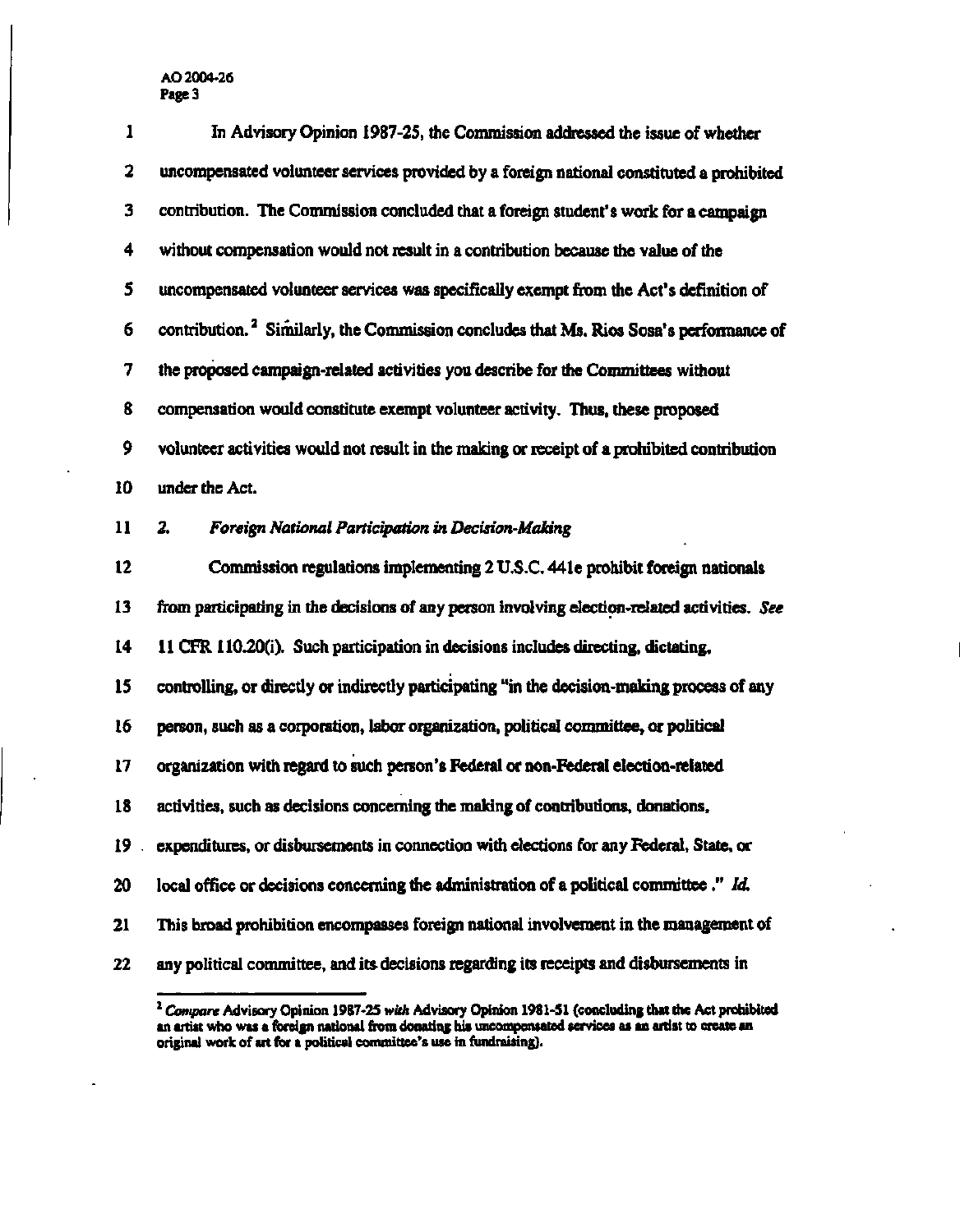In Advisory Opinion 1987-25, the Commission addressed the issue of whether uncompensated volunteer services provided by a foreign national constituted a prohibited contribution. The Commission concluded that a foreign student's work for a campaign without compensation would not result in a contribution because the value of the uncompensated volunteer services was specifically exempt from the Act's definition of contribution.[2] Similarly, the Commission concludes that Ms. Rios Sosa's performance of the proposed campaign-related activities you describe for the Committees without compensation would constitute exempt volunteer activity. Thus, these proposed volunteer activities would not result in the making or receipt of a prohibited contribution under the Act.

### 2. *Foreign National Participation in Decision-Making*

Commission regulations implementing 2 U.S.C. 441e prohibit foreign nationals from participating in the decisions of any person involving election-related activities. *See* 11 CFR 110.20(i). Such participation in decisions includes directing, dictating, controlling, or directly or indirectly participating "in the decision-making process of any person, such as a corporation, labor organization, political committee, or political organization with regard to such person's Federal or non-Federal election-related activities, such as decisions concerning the making of contributions, donations, expenditures, or disbursements in connection with elections for any Federal, State, or local office or decisions concerning the administration of a political committee." *Id.* This broad prohibition encompasses foreign national involvement in the management of any political committee, and its decisions regarding its receipts and disbursements in

---

[2] *Compare* Advisory Opinion 1987-25 *with* Advisory Opinion 1981-51 (concluding that the Act prohibited an artist who was a foreign national from donating his uncompensated services as an artist to create an original work of art for a political committee's use in fundraising).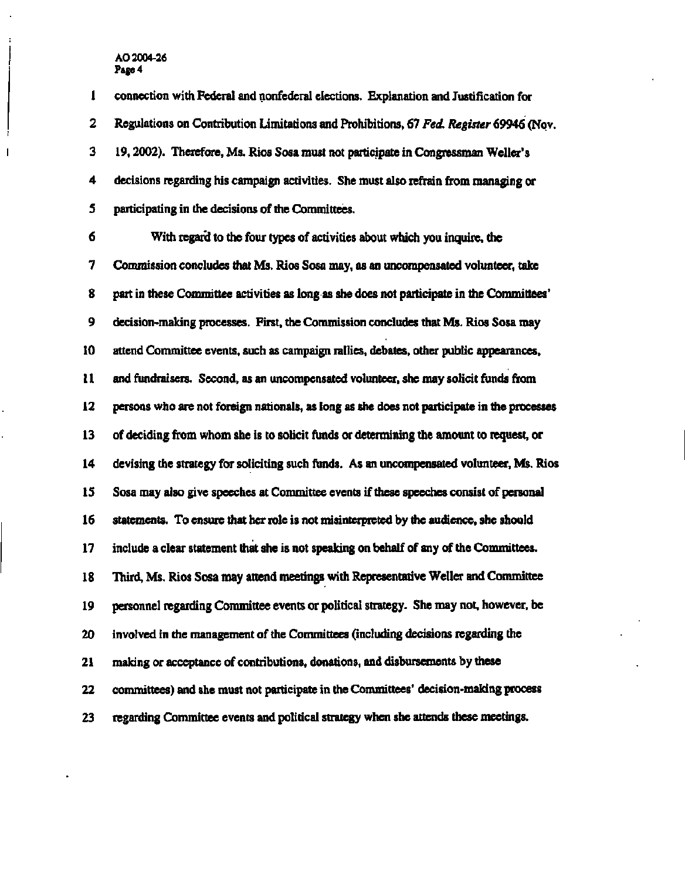connection with Federal and nonfederal elections. Explanation and Justification for Regulations on Contribution Limitations and Prohibitions, 67 *Fed. Register* 69946 (Nov. 19, 2002). Therefore, Ms. Rios Sosa must not participate in Congressman Weller's decisions regarding his campaign activities. She must also refrain from managing or participating in the decisions of the Committees.

With regard to the four types of activities about which you inquire, the Commission concludes that Ms. Rios Sosa may, as an uncompensated volunteer, take part in these Committee activities as long as she does not participate in the Committees' decision-making processes. First, the Commission concludes that Ms. Rios Sosa may attend Committee events, such as campaign rallies, debates, other public appearances, and fundraisers. Second, as an uncompensated volunteer, she may solicit funds from persons who are not foreign nationals, as long as she does not participate in the processes of deciding from whom she is to solicit funds or determining the amount to request, or devising the strategy for soliciting such funds. As an uncompensated volunteer, Ms. Rios Sosa may also give speeches at Committee events if these speeches consist of personal statements. To ensure that her role is not misinterpreted by the audience, she should include a clear statement that she is not speaking on behalf of any of the Committees. Third, Ms. Rios Sosa may attend meetings with Representative Weller and Committee personnel regarding Committee events or political strategy. She may not, however, be involved in the management of the Committees (including decisions regarding the making or acceptance of contributions, donations, and disbursements by these committees) and she must not participate in the Committees' decision-making process regarding Committee events and political strategy when she attends these meetings.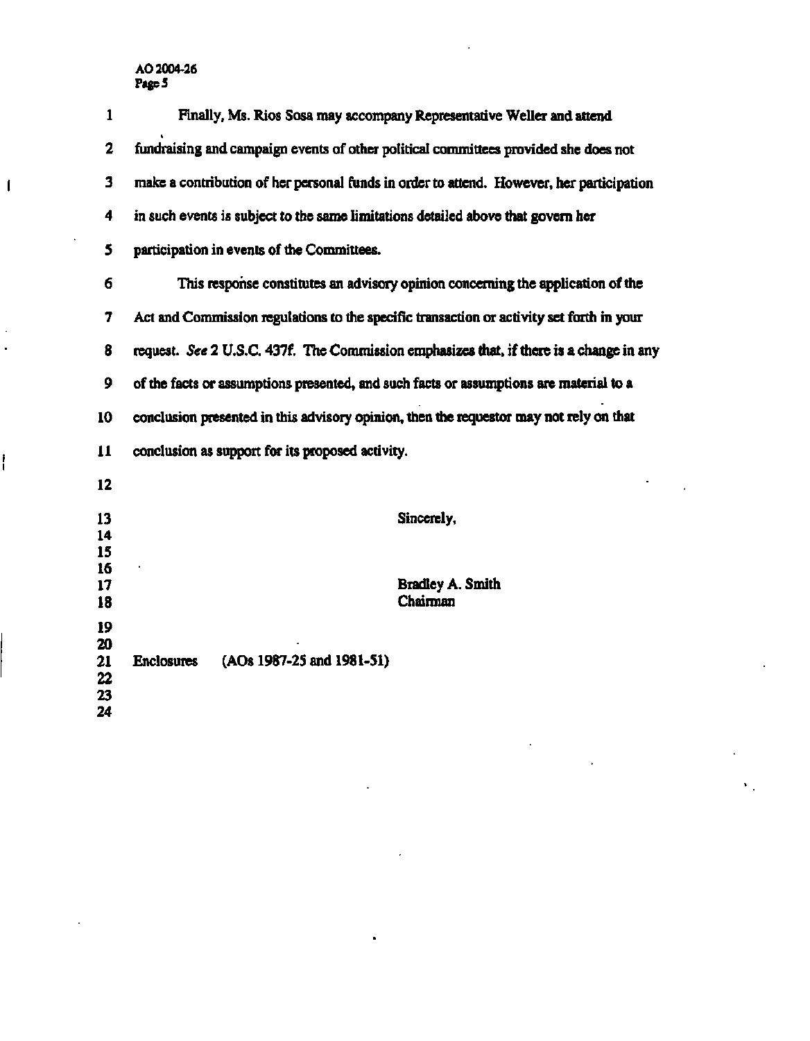Finally, Ms. Rios Sosa may accompany Representative Weller and attend fundraising and campaign events of other political committees provided she does not make a contribution of her personal funds in order to attend. However, her participation in such events is subject to the same limitations detailed above that govern her participation in events of the Committees.

This response constitutes an advisory opinion concerning the application of the Act and Commission regulations to the specific transaction or activity set forth in your request. *See* 2 U.S.C. 437f. The Commission emphasizes that, if there is a change in any of the facts or assumptions presented, and such facts or assumptions are material to a conclusion presented in this advisory opinion, then the requestor may not rely on that conclusion as support for its proposed activity.

Sincerely,

Bradley A. Smith
Chairman

Enclosures (AOs 1987-25 and 1981-51)